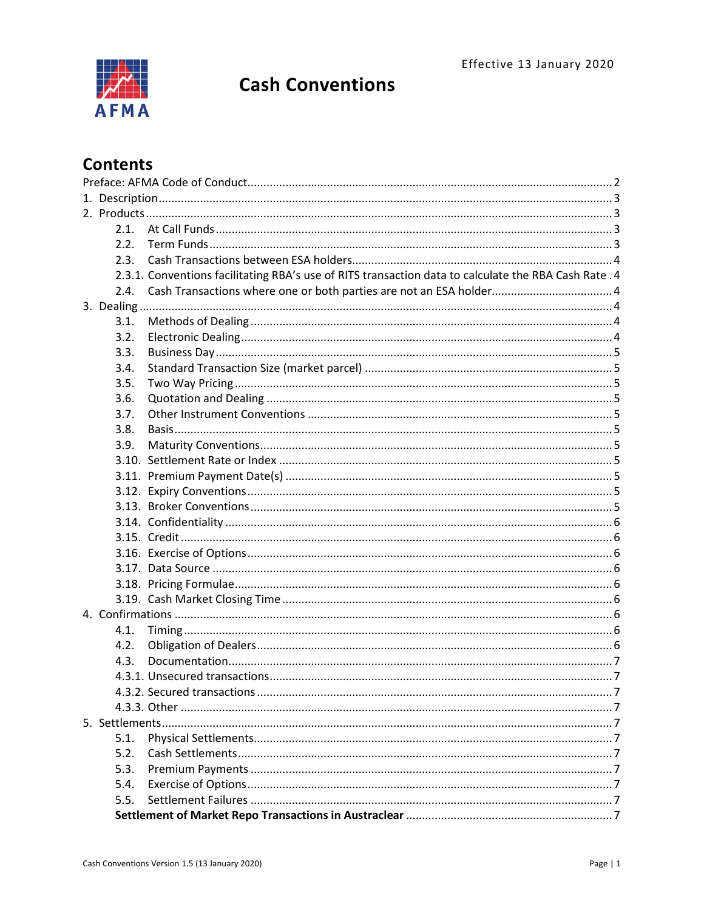Effective 13 January 2020

AFMA

# Cash Conventions

## Contents

Preface: AFMA Code of Conduct ..... 2
1. Description ..... 3
2. Products ..... 3
   - 2.1. At Call Funds ..... 3
   - 2.2. Term Funds ..... 3
   - 2.3. Cash Transactions between ESA holders ..... 4
   - 2.3.1. Conventions facilitating RBA's use of RITS transaction data to calculate the RBA Cash Rate ..... 4
   - 2.4. Cash Transactions where one or both parties are not an ESA holder ..... 4
3. Dealing ..... 4
   - 3.1. Methods of Dealing ..... 4
   - 3.2. Electronic Dealing ..... 4
   - 3.3. Business Day ..... 5
   - 3.4. Standard Transaction Size (market parcel) ..... 5
   - 3.5. Two Way Pricing ..... 5
   - 3.6. Quotation and Dealing ..... 5
   - 3.7. Other Instrument Conventions ..... 5
   - 3.8. Basis ..... 5
   - 3.9. Maturity Conventions ..... 5
   - 3.10. Settlement Rate or Index ..... 5
   - 3.11. Premium Payment Date(s) ..... 5
   - 3.12. Expiry Conventions ..... 5
   - 3.13. Broker Conventions ..... 5
   - 3.14. Confidentiality ..... 6
   - 3.15. Credit ..... 6
   - 3.16. Exercise of Options ..... 6
   - 3.17. Data Source ..... 6
   - 3.18. Pricing Formulae ..... 6
   - 3.19. Cash Market Closing Time ..... 6
4. Confirmations ..... 6
   - 4.1. Timing ..... 6
   - 4.2. Obligation of Dealers ..... 6
   - 4.3. Documentation ..... 7
   - 4.3.1. Unsecured transactions ..... 7
   - 4.3.2. Secured transactions ..... 7
   - 4.3.3. Other ..... 7
5. Settlements ..... 7
   - 5.1. Physical Settlements ..... 7
   - 5.2. Cash Settlements ..... 7
   - 5.3. Premium Payments ..... 7
   - 5.4. Exercise of Options ..... 7
   - 5.5. Settlement Failures ..... 7
   - **Settlement of Market Repo Transactions in Austraclear** ..... 7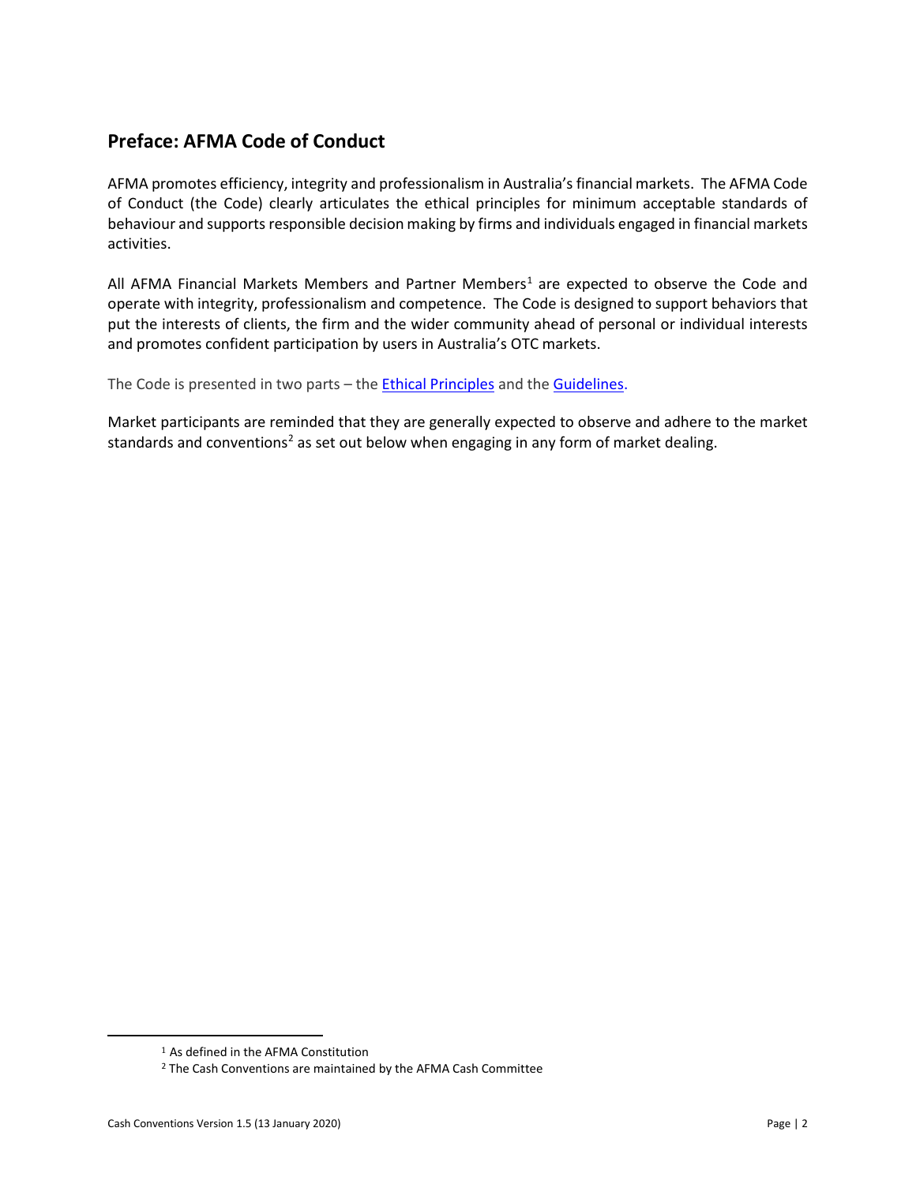## Preface: AFMA Code of Conduct

AFMA promotes efficiency, integrity and professionalism in Australia's financial markets. The AFMA Code of Conduct (the Code) clearly articulates the ethical principles for minimum acceptable standards of behaviour and supports responsible decision making by firms and individuals engaged in financial markets activities.

All AFMA Financial Markets Members and Partner Members[1] are expected to observe the Code and operate with integrity, professionalism and competence. The Code is designed to support behaviors that put the interests of clients, the firm and the wider community ahead of personal or individual interests and promotes confident participation by users in Australia's OTC markets.

The Code is presented in two parts – the Ethical Principles and the Guidelines.

Market participants are reminded that they are generally expected to observe and adhere to the market standards and conventions[2] as set out below when engaging in any form of market dealing.

---

[1] As defined in the AFMA Constitution

[2] The Cash Conventions are maintained by the AFMA Cash Committee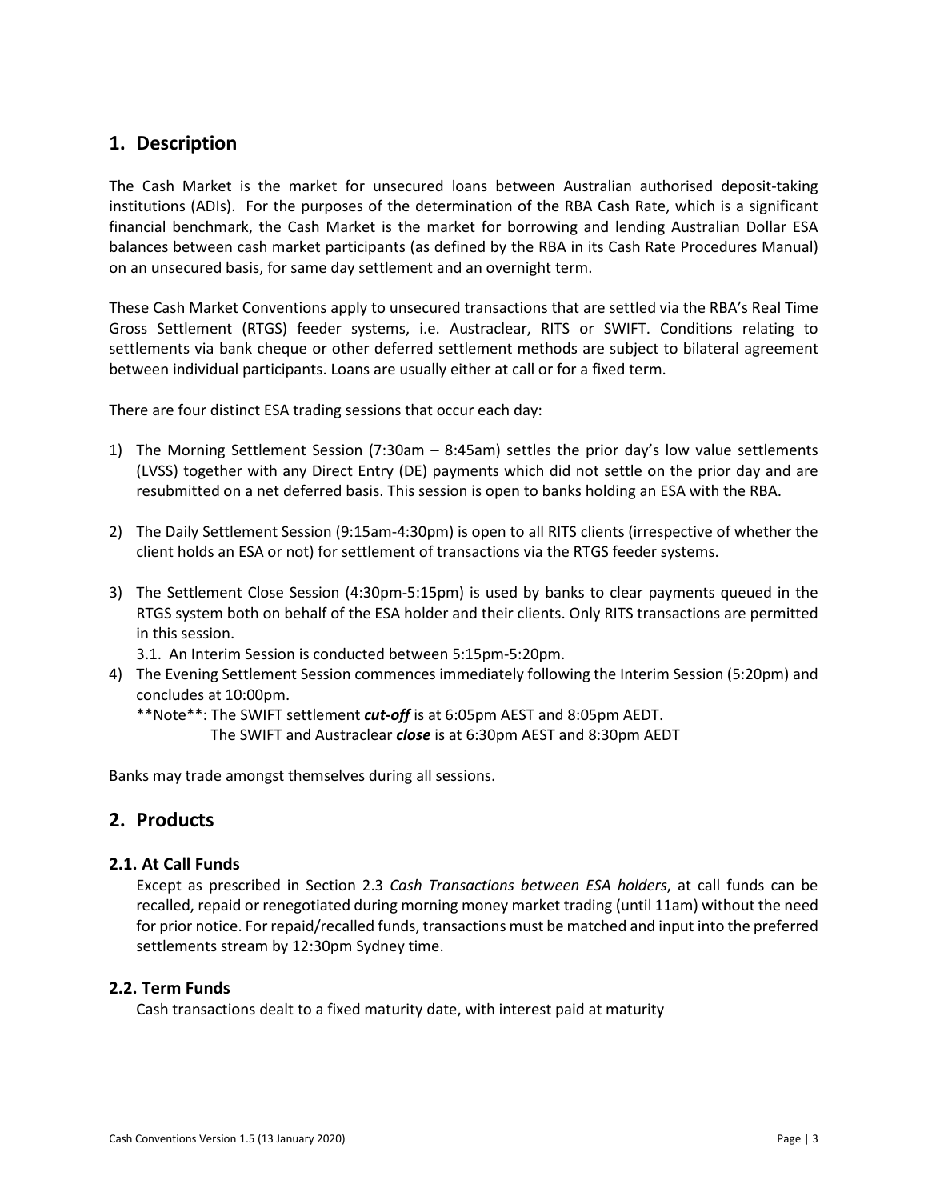## 1. Description

The Cash Market is the market for unsecured loans between Australian authorised deposit-taking institutions (ADIs). For the purposes of the determination of the RBA Cash Rate, which is a significant financial benchmark, the Cash Market is the market for borrowing and lending Australian Dollar ESA balances between cash market participants (as defined by the RBA in its Cash Rate Procedures Manual) on an unsecured basis, for same day settlement and an overnight term.

These Cash Market Conventions apply to unsecured transactions that are settled via the RBA's Real Time Gross Settlement (RTGS) feeder systems, i.e. Austraclear, RITS or SWIFT. Conditions relating to settlements via bank cheque or other deferred settlement methods are subject to bilateral agreement between individual participants. Loans are usually either at call or for a fixed term.

There are four distinct ESA trading sessions that occur each day:

1) The Morning Settlement Session (7:30am – 8:45am) settles the prior day's low value settlements (LVSS) together with any Direct Entry (DE) payments which did not settle on the prior day and are resubmitted on a net deferred basis. This session is open to banks holding an ESA with the RBA.

2) The Daily Settlement Session (9:15am-4:30pm) is open to all RITS clients (irrespective of whether the client holds an ESA or not) for settlement of transactions via the RTGS feeder systems.

3) The Settlement Close Session (4:30pm-5:15pm) is used by banks to clear payments queued in the RTGS system both on behalf of the ESA holder and their clients. Only RITS transactions are permitted in this session.

   3.1. An Interim Session is conducted between 5:15pm-5:20pm.

4) The Evening Settlement Session commences immediately following the Interim Session (5:20pm) and concludes at 10:00pm.

   \*\*Note\*\*: The SWIFT settlement ***cut-off*** is at 6:05pm AEST and 8:05pm AEDT.
   The SWIFT and Austraclear ***close*** is at 6:30pm AEST and 8:30pm AEDT

Banks may trade amongst themselves during all sessions.

## 2. Products

### 2.1. At Call Funds

Except as prescribed in Section 2.3 *Cash Transactions between ESA holders*, at call funds can be recalled, repaid or renegotiated during morning money market trading (until 11am) without the need for prior notice. For repaid/recalled funds, transactions must be matched and input into the preferred settlements stream by 12:30pm Sydney time.

### 2.2. Term Funds

Cash transactions dealt to a fixed maturity date, with interest paid at maturity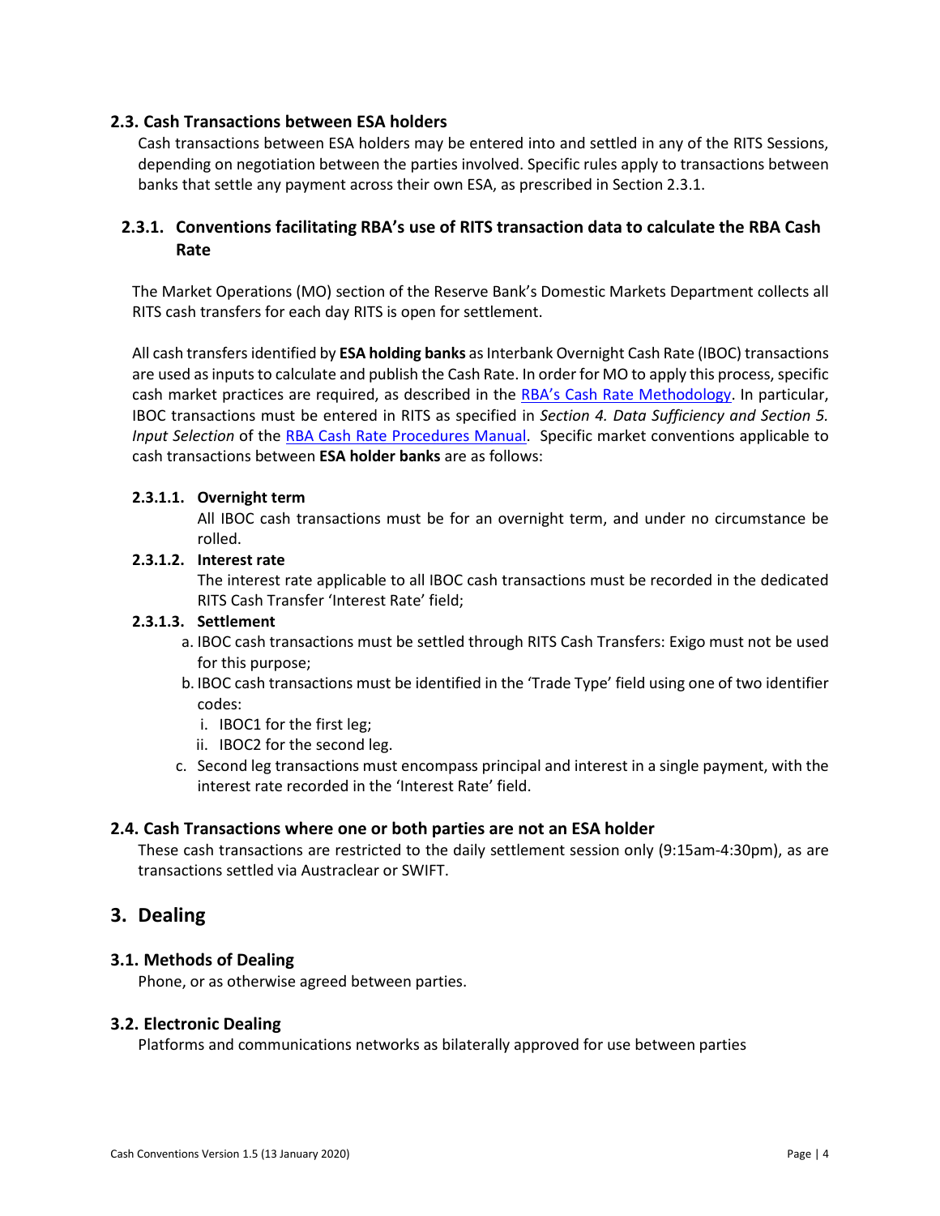## 2.3. Cash Transactions between ESA holders

Cash transactions between ESA holders may be entered into and settled in any of the RITS Sessions, depending on negotiation between the parties involved. Specific rules apply to transactions between banks that settle any payment across their own ESA, as prescribed in Section 2.3.1.

### 2.3.1. Conventions facilitating RBA's use of RITS transaction data to calculate the RBA Cash Rate

The Market Operations (MO) section of the Reserve Bank's Domestic Markets Department collects all RITS cash transfers for each day RITS is open for settlement.

All cash transfers identified by **ESA holding banks** as Interbank Overnight Cash Rate (IBOC) transactions are used as inputs to calculate and publish the Cash Rate. In order for MO to apply this process, specific cash market practices are required, as described in the [RBA's Cash Rate Methodology](). In particular, IBOC transactions must be entered in RITS as specified in *Section 4. Data Sufficiency and Section 5. Input Selection* of the [RBA Cash Rate Procedures Manual](). Specific market conventions applicable to cash transactions between **ESA holder banks** are as follows:

#### 2.3.1.1. Overnight term

All IBOC cash transactions must be for an overnight term, and under no circumstance be rolled.

#### 2.3.1.2. Interest rate

The interest rate applicable to all IBOC cash transactions must be recorded in the dedicated RITS Cash Transfer 'Interest Rate' field;

#### 2.3.1.3. Settlement

a. IBOC cash transactions must be settled through RITS Cash Transfers: Exigo must not be used for this purpose;

b. IBOC cash transactions must be identified in the 'Trade Type' field using one of two identifier codes:

   i. IBOC1 for the first leg;

   ii. IBOC2 for the second leg.

c. Second leg transactions must encompass principal and interest in a single payment, with the interest rate recorded in the 'Interest Rate' field.

## 2.4. Cash Transactions where one or both parties are not an ESA holder

These cash transactions are restricted to the daily settlement session only (9:15am-4:30pm), as are transactions settled via Austraclear or SWIFT.

# 3. Dealing

## 3.1. Methods of Dealing

Phone, or as otherwise agreed between parties.

## 3.2. Electronic Dealing

Platforms and communications networks as bilaterally approved for use between parties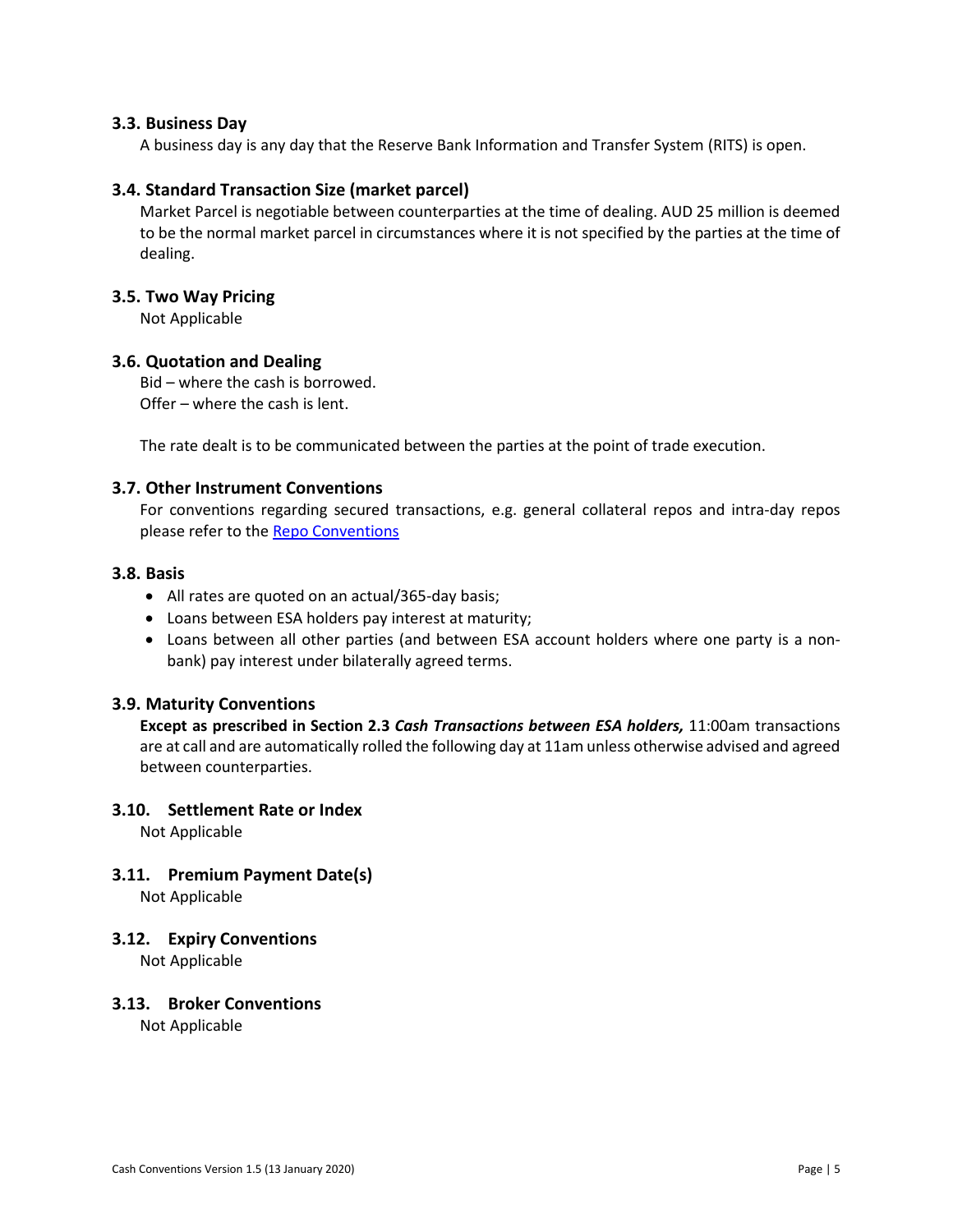### 3.3. Business Day

A business day is any day that the Reserve Bank Information and Transfer System (RITS) is open.

### 3.4. Standard Transaction Size (market parcel)

Market Parcel is negotiable between counterparties at the time of dealing. AUD 25 million is deemed to be the normal market parcel in circumstances where it is not specified by the parties at the time of dealing.

### 3.5. Two Way Pricing

Not Applicable

### 3.6. Quotation and Dealing

Bid – where the cash is borrowed.
Offer – where the cash is lent.

The rate dealt is to be communicated between the parties at the point of trade execution.

### 3.7. Other Instrument Conventions

For conventions regarding secured transactions, e.g. general collateral repos and intra-day repos please refer to the Repo Conventions

### 3.8. Basis

- All rates are quoted on an actual/365-day basis;
- Loans between ESA holders pay interest at maturity;
- Loans between all other parties (and between ESA account holders where one party is a non-bank) pay interest under bilaterally agreed terms.

### 3.9. Maturity Conventions

**Except as prescribed in Section 2.3 *Cash Transactions between ESA holders,*** 11:00am transactions are at call and are automatically rolled the following day at 11am unless otherwise advised and agreed between counterparties.

### 3.10. Settlement Rate or Index

Not Applicable

### 3.11. Premium Payment Date(s)

Not Applicable

### 3.12. Expiry Conventions

Not Applicable

### 3.13. Broker Conventions

Not Applicable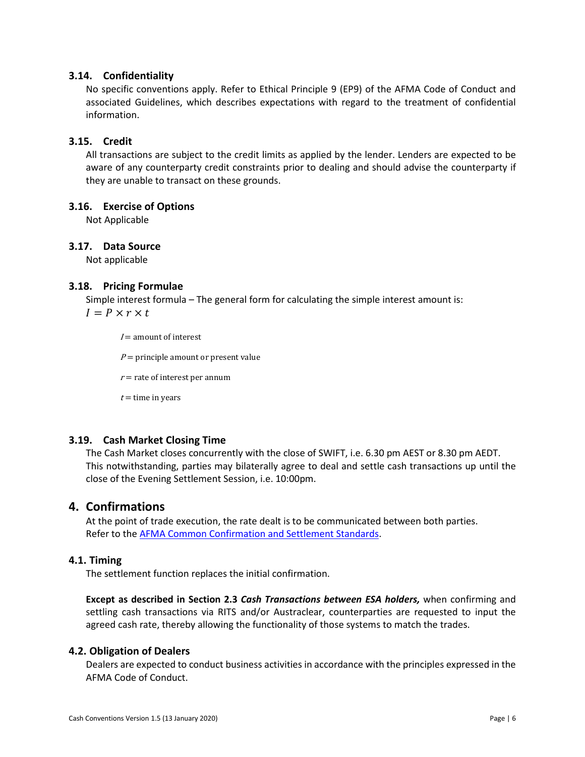### 3.14. Confidentiality

No specific conventions apply. Refer to Ethical Principle 9 (EP9) of the AFMA Code of Conduct and associated Guidelines, which describes expectations with regard to the treatment of confidential information.

### 3.15. Credit

All transactions are subject to the credit limits as applied by the lender. Lenders are expected to be aware of any counterparty credit constraints prior to dealing and should advise the counterparty if they are unable to transact on these grounds.

### 3.16. Exercise of Options

Not Applicable

### 3.17. Data Source

Not applicable

### 3.18. Pricing Formulae

Simple interest formula – The general form for calculating the simple interest amount is:

$$I = P \times r \times t$$

$I =$ amount of interest

$P =$ principle amount or present value

$r =$ rate of interest per annum

$t =$ time in years

### 3.19. Cash Market Closing Time

The Cash Market closes concurrently with the close of SWIFT, i.e. 6.30 pm AEST or 8.30 pm AEDT. This notwithstanding, parties may bilaterally agree to deal and settle cash transactions up until the close of the Evening Settlement Session, i.e. 10:00pm.

## 4. Confirmations

At the point of trade execution, the rate dealt is to be communicated between both parties. Refer to the AFMA Common Confirmation and Settlement Standards.

### 4.1. Timing

The settlement function replaces the initial confirmation.

**Except as described in Section 2.3 *Cash Transactions between ESA holders,*** when confirming and settling cash transactions via RITS and/or Austraclear, counterparties are requested to input the agreed cash rate, thereby allowing the functionality of those systems to match the trades.

### 4.2. Obligation of Dealers

Dealers are expected to conduct business activities in accordance with the principles expressed in the AFMA Code of Conduct.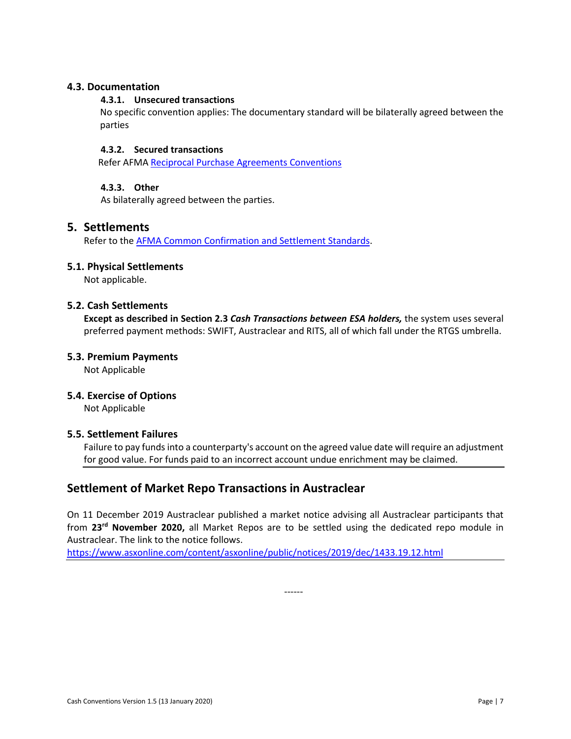### 4.3. Documentation

#### 4.3.1. Unsecured transactions

No specific convention applies: The documentary standard will be bilaterally agreed between the parties

#### 4.3.2. Secured transactions

Refer AFMA Reciprocal Purchase Agreements Conventions

#### 4.3.3. Other

As bilaterally agreed between the parties.

## 5. Settlements

Refer to the AFMA Common Confirmation and Settlement Standards.

### 5.1. Physical Settlements

Not applicable.

### 5.2. Cash Settlements

**Except as described in Section 2.3 *Cash Transactions between ESA holders,*** the system uses several preferred payment methods: SWIFT, Austraclear and RITS, all of which fall under the RTGS umbrella.

### 5.3. Premium Payments

Not Applicable

### 5.4. Exercise of Options

Not Applicable

### 5.5. Settlement Failures

Failure to pay funds into a counterparty's account on the agreed value date will require an adjustment for good value. For funds paid to an incorrect account undue enrichment may be claimed.

## Settlement of Market Repo Transactions in Austraclear

On 11 December 2019 Austraclear published a market notice advising all Austraclear participants that from **23rd November 2020,** all Market Repos are to be settled using the dedicated repo module in Austraclear. The link to the notice follows.

https://www.asxonline.com/content/asxonline/public/notices/2019/dec/1433.19.12.html

------